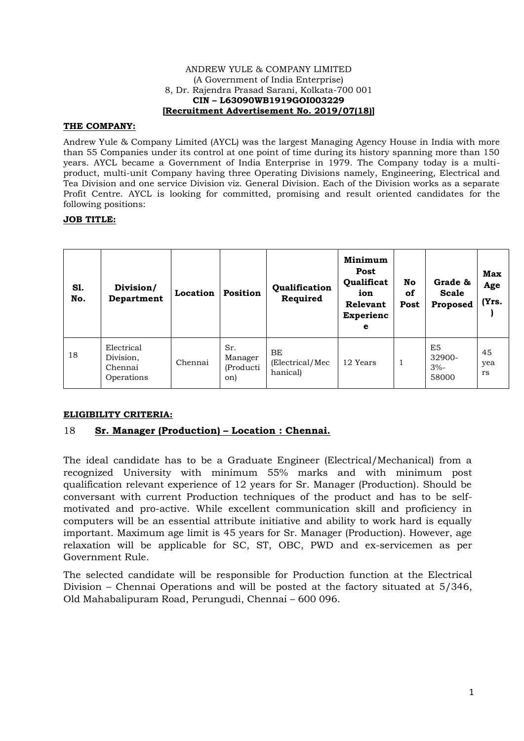ANDREW YULE & COMPANY LIMITED
(A Government of India Enterprise)
8, Dr. Rajendra Prasad Sarani, Kolkata-700 001
**CIN – L63090WB1919GOI003229**
**[Recruitment Advertisement No. 2019/07(18)]**

**THE COMPANY:**

Andrew Yule & Company Limited (AYCL) was the largest Managing Agency House in India with more than 55 Companies under its control at one point of time during its history spanning more than 150 years. AYCL became a Government of India Enterprise in 1979. The Company today is a multi-product, multi-unit Company having three Operating Divisions namely, Engineering, Electrical and Tea Division and one service Division viz. General Division. Each of the Division works as a separate Profit Centre. AYCL is looking for committed, promising and result oriented candidates for the following positions:

**JOB TITLE:**

| Sl. No. | Division/ Department | Location | Position | Qualification Required | Minimum Post Qualification Relevant Experience | No of Post | Grade & Scale Proposed | Max Age (Yrs.) |
|---|---|---|---|---|---|---|---|---|
| 18 | Electrical Division, Chennai Operations | Chennai | Sr. Manager (Production) | BE (Electrical/Mechanical) | 12 Years | 1 | E5 32900-3%-58000 | 45 years |

**ELIGIBILITY CRITERIA:**

18 **Sr. Manager (Production) – Location : Chennai.**

The ideal candidate has to be a Graduate Engineer (Electrical/Mechanical) from a recognized University with minimum 55% marks and with minimum post qualification relevant experience of 12 years for Sr. Manager (Production). Should be conversant with current Production techniques of the product and has to be self-motivated and pro-active. While excellent communication skill and proficiency in computers will be an essential attribute initiative and ability to work hard is equally important. Maximum age limit is 45 years for Sr. Manager (Production). However, age relaxation will be applicable for SC, ST, OBC, PWD and ex-servicemen as per Government Rule.

The selected candidate will be responsible for Production function at the Electrical Division – Chennai Operations and will be posted at the factory situated at 5/346, Old Mahabalipuram Road, Perungudi, Chennai – 600 096.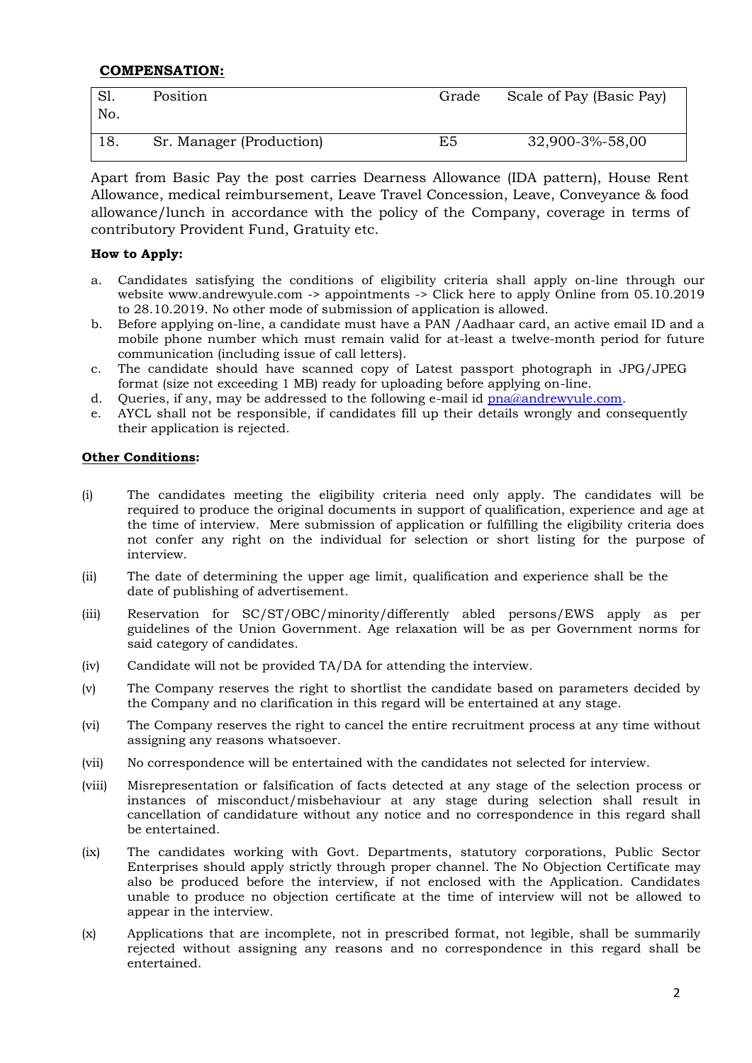## COMPENSATION:

| Sl. No. | Position | Grade | Scale of Pay (Basic Pay) |
|---|---|---|---|
| 18. | Sr. Manager (Production) | E5 | 32,900-3%-58,00 |

Apart from Basic Pay the post carries Dearness Allowance (IDA pattern), House Rent Allowance, medical reimbursement, Leave Travel Concession, Leave, Conveyance & food allowance/lunch in accordance with the policy of the Company, coverage in terms of contributory Provident Fund, Gratuity etc.

### How to Apply:

a. Candidates satisfying the conditions of eligibility criteria shall apply on-line through our website www.andrewyule.com -> appointments -> Click here to apply Online from 05.10.2019 to 28.10.2019. No other mode of submission of application is allowed.

b. Before applying on-line, a candidate must have a PAN /Aadhaar card, an active email ID and a mobile phone number which must remain valid for at-least a twelve-month period for future communication (including issue of call letters).

c. The candidate should have scanned copy of Latest passport photograph in JPG/JPEG format (size not exceeding 1 MB) ready for uploading before applying on-line.

d. Queries, if any, may be addressed to the following e-mail id pna@andrewyule.com.

e. AYCL shall not be responsible, if candidates fill up their details wrongly and consequently their application is rejected.

### Other Conditions:

(i) The candidates meeting the eligibility criteria need only apply. The candidates will be required to produce the original documents in support of qualification, experience and age at the time of interview. Mere submission of application or fulfilling the eligibility criteria does not confer any right on the individual for selection or short listing for the purpose of interview.

(ii) The date of determining the upper age limit, qualification and experience shall be the date of publishing of advertisement.

(iii) Reservation for SC/ST/OBC/minority/differently abled persons/EWS apply as per guidelines of the Union Government. Age relaxation will be as per Government norms for said category of candidates.

(iv) Candidate will not be provided TA/DA for attending the interview.

(v) The Company reserves the right to shortlist the candidate based on parameters decided by the Company and no clarification in this regard will be entertained at any stage.

(vi) The Company reserves the right to cancel the entire recruitment process at any time without assigning any reasons whatsoever.

(vii) No correspondence will be entertained with the candidates not selected for interview.

(viii) Misrepresentation or falsification of facts detected at any stage of the selection process or instances of misconduct/misbehaviour at any stage during selection shall result in cancellation of candidature without any notice and no correspondence in this regard shall be entertained.

(ix) The candidates working with Govt. Departments, statutory corporations, Public Sector Enterprises should apply strictly through proper channel. The No Objection Certificate may also be produced before the interview, if not enclosed with the Application. Candidates unable to produce no objection certificate at the time of interview will not be allowed to appear in the interview.

(x) Applications that are incomplete, not in prescribed format, not legible, shall be summarily rejected without assigning any reasons and no correspondence in this regard shall be entertained.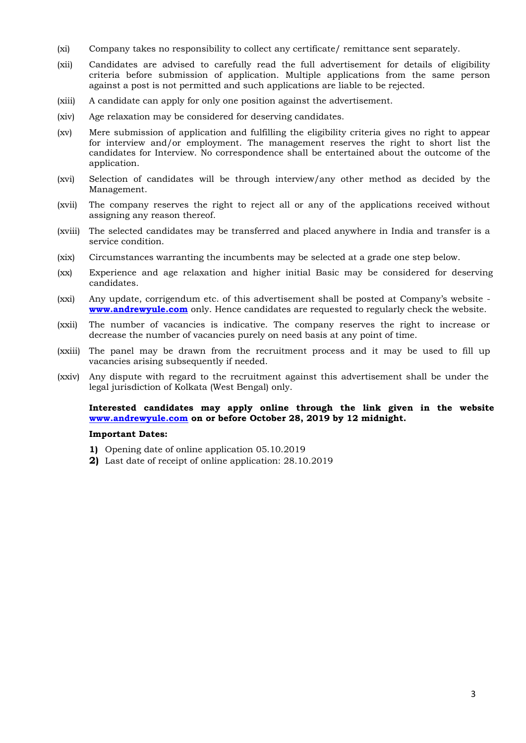(xi) Company takes no responsibility to collect any certificate/ remittance sent separately.

(xii) Candidates are advised to carefully read the full advertisement for details of eligibility criteria before submission of application. Multiple applications from the same person against a post is not permitted and such applications are liable to be rejected.

(xiii) A candidate can apply for only one position against the advertisement.

(xiv) Age relaxation may be considered for deserving candidates.

(xv) Mere submission of application and fulfilling the eligibility criteria gives no right to appear for interview and/or employment. The management reserves the right to short list the candidates for Interview. No correspondence shall be entertained about the outcome of the application.

(xvi) Selection of candidates will be through interview/any other method as decided by the Management.

(xvii) The company reserves the right to reject all or any of the applications received without assigning any reason thereof.

(xviii) The selected candidates may be transferred and placed anywhere in India and transfer is a service condition.

(xix) Circumstances warranting the incumbents may be selected at a grade one step below.

(xx) Experience and age relaxation and higher initial Basic may be considered for deserving candidates.

(xxi) Any update, corrigendum etc. of this advertisement shall be posted at Company's website - **www.andrewyule.com** only. Hence candidates are requested to regularly check the website.

(xxii) The number of vacancies is indicative. The company reserves the right to increase or decrease the number of vacancies purely on need basis at any point of time.

(xxiii) The panel may be drawn from the recruitment process and it may be used to fill up vacancies arising subsequently if needed.

(xxiv) Any dispute with regard to the recruitment against this advertisement shall be under the legal jurisdiction of Kolkata (West Bengal) only.

**Interested candidates may apply online through the link given in the website www.andrewyule.com on or before October 28, 2019 by 12 midnight.**

**Important Dates:**

1) Opening date of online application 05.10.2019
2) Last date of receipt of online application: 28.10.2019